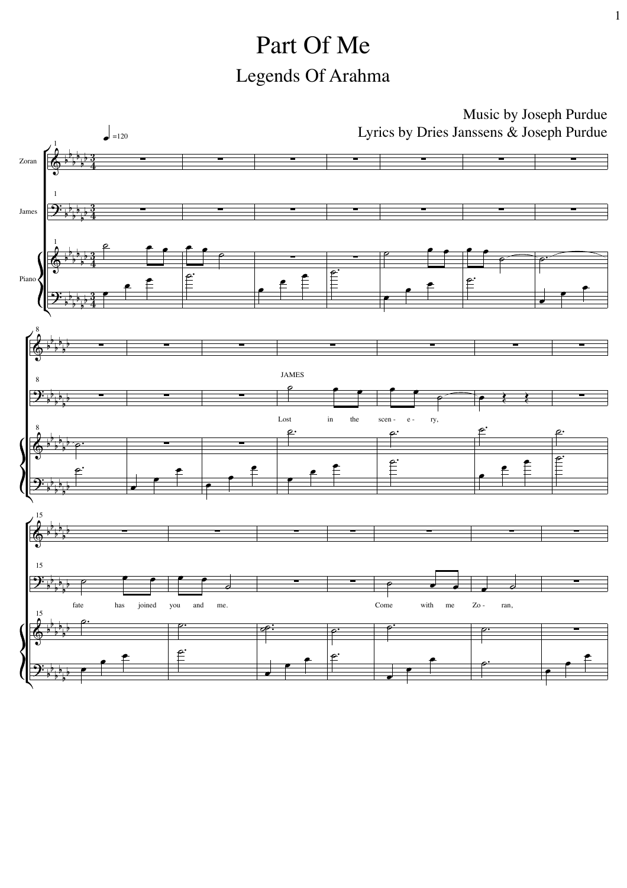# Part Of Me

## Legends Of Arahma

Music by Joseph Purdue

Lyrics by Dries Janssens & Joseph Purdue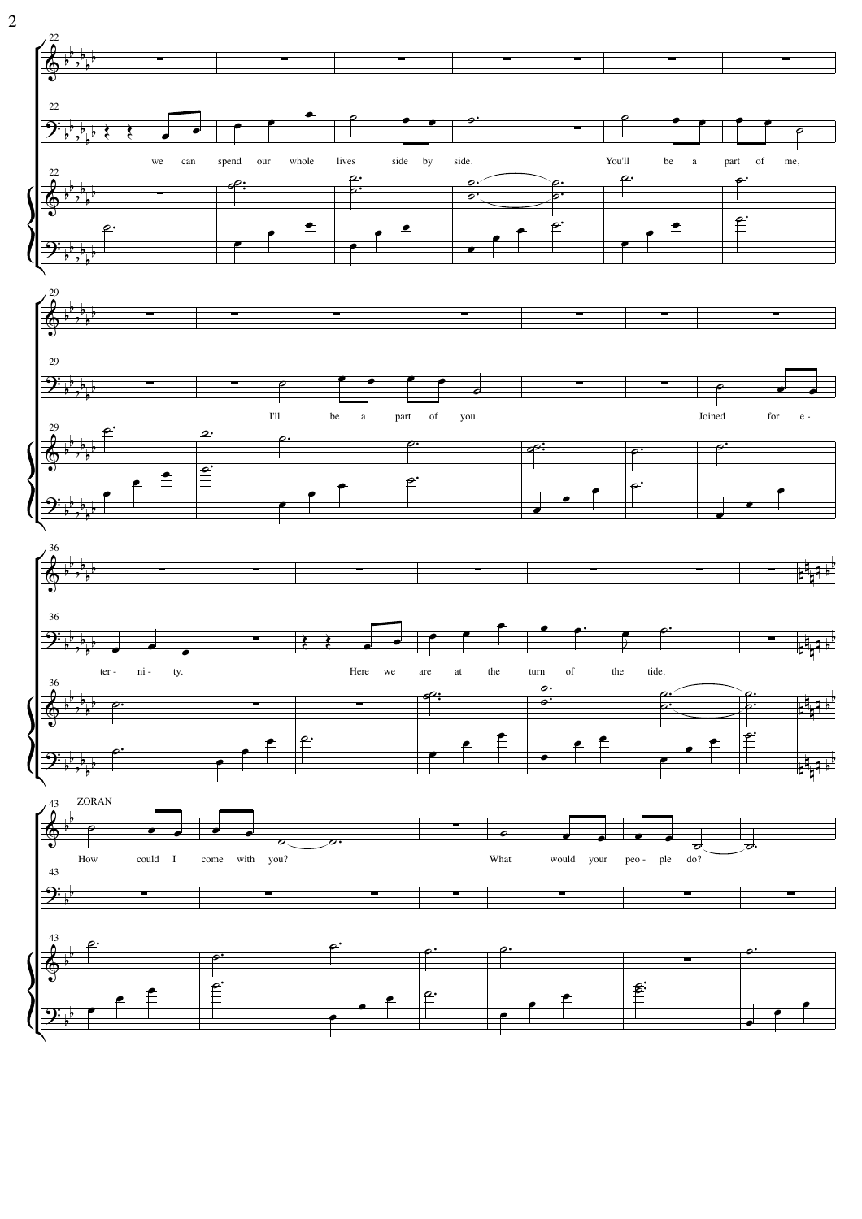ZORAN

we can spend our whole lives side by side. You'll be a part of me,

I'll be a part of you. Joined for e- ter- ni- ty.

Here we are at the turn of the tide.

How could I come with you? What would your peo- ple do?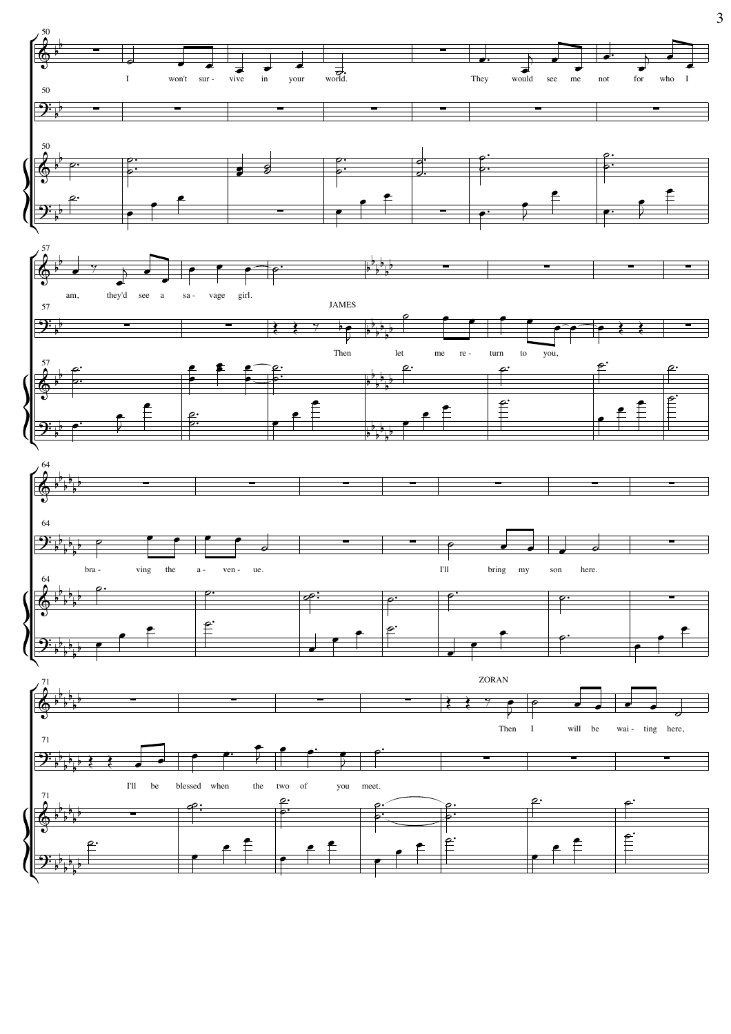I won't sur - vive in your world. They would see me not for who I am, they'd see a sa - vage girl.

JAMES

Then let me re - turn to you, bra - ving the a - ven - ue. I'll bring my son here. I'll be blessed when the two of you meet.

ZORAN

Then I will be wai - ting here,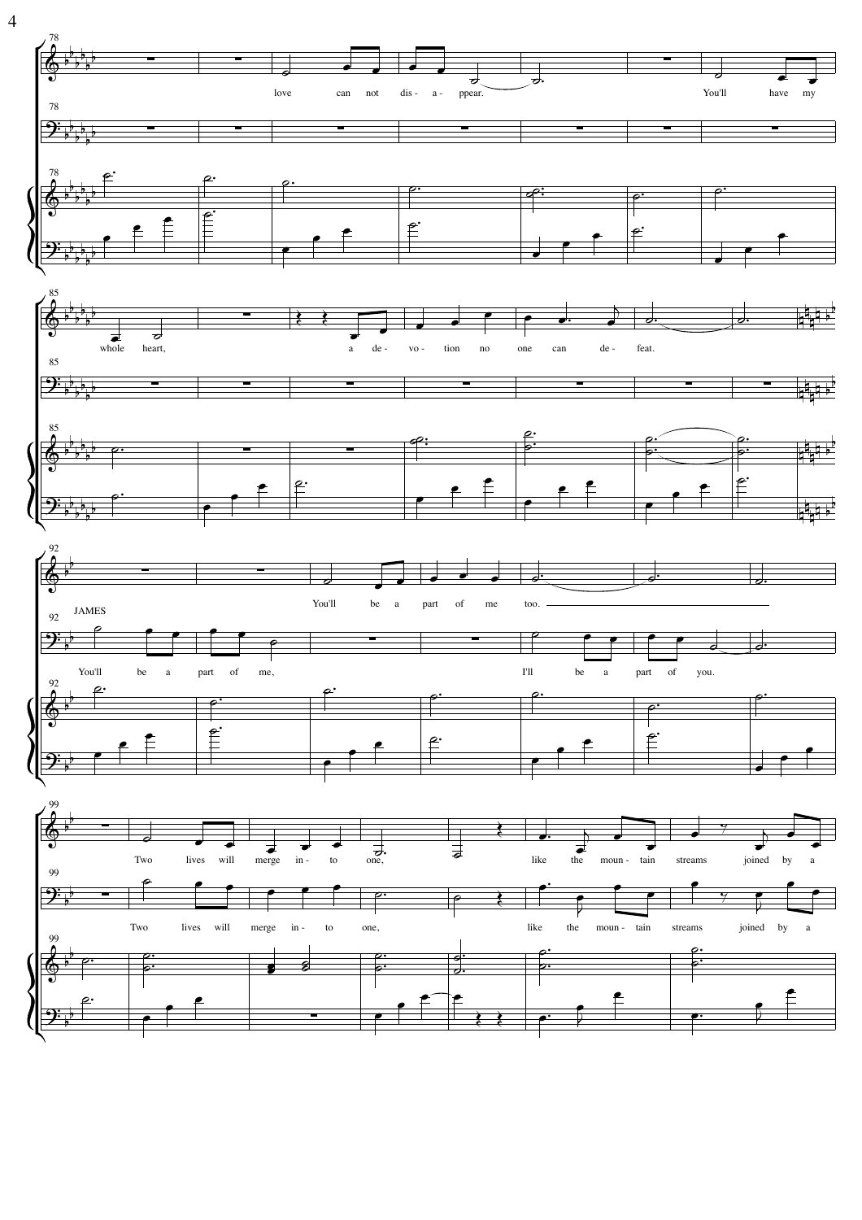78

love can not dis - a - ppear. You'll have my

85

whole heart, a de - vo - tion no one can de - feat.

92

JAMES

You'll be a part of me too.

You'll be a part of me, I'll be a part of you.

99

Two lives will merge in - to one, like the moun - tain streams joined by a

Two lives will merge in - to one, like the moun - tain streams joined by a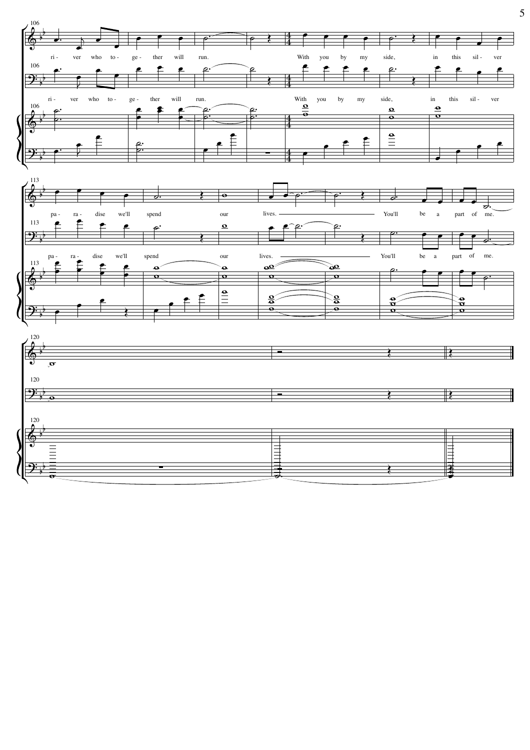106

ri - ver who to - ge - ther will run. With you by my side, in this sil - ver

113

pa - ra - dise we'll spend our lives. You'll be a part of me.

120